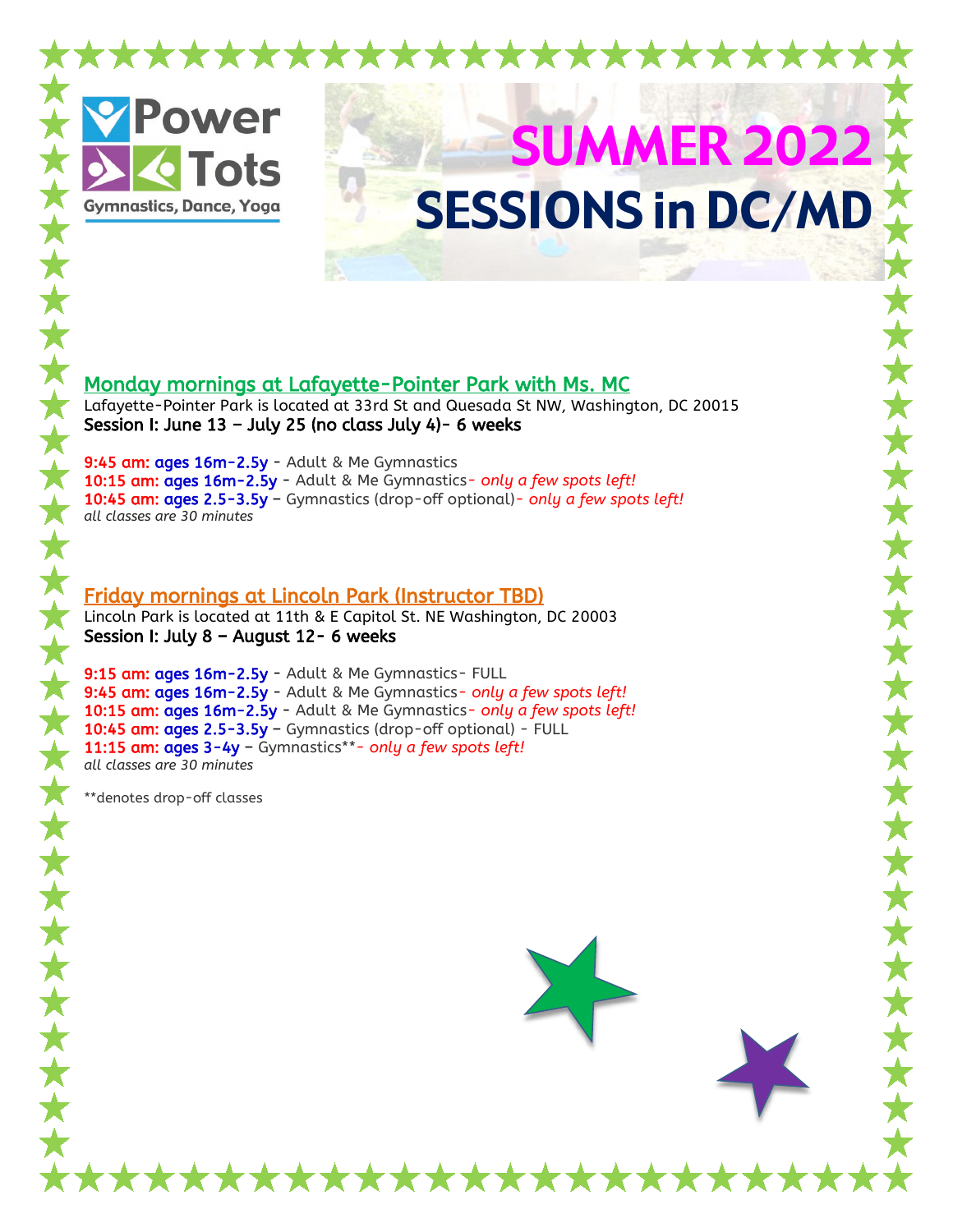Power Tots

Gymnastics, Dance, Yoga

# SUMMER 2022 SESSIONS in DC/MD

## Monday mornings at Lafayette-Pointer Park with Ms. MC

Lafayette-Pointer Park is located at 33rd St and Quesada St NW, Washington, DC 20015

Session I: June 13 – July 25 (no class July 4)- 6 weeks

9:45 am: ages 16m-2.5y - Adult & Me Gymnastics
10:15 am: ages 16m-2.5y - Adult & Me Gymnastics- *only a few spots left!*
10:45 am: ages 2.5-3.5y – Gymnastics (drop-off optional)- *only a few spots left!*
*all classes are 30 minutes*

## Friday mornings at Lincoln Park (Instructor TBD)

Lincoln Park is located at 11th & E Capitol St. NE Washington, DC 20003

Session I: July 8 – August 12- 6 weeks

9:15 am: ages 16m-2.5y - Adult & Me Gymnastics- FULL
9:45 am: ages 16m-2.5y - Adult & Me Gymnastics- *only a few spots left!*
10:15 am: ages 16m-2.5y - Adult & Me Gymnastics- *only a few spots left!*
10:45 am: ages 2.5-3.5y – Gymnastics (drop-off optional) - FULL
11:15 am: ages 3-4y – Gymnastics**- *only a few spots left!*
*all classes are 30 minutes*

**denotes drop-off classes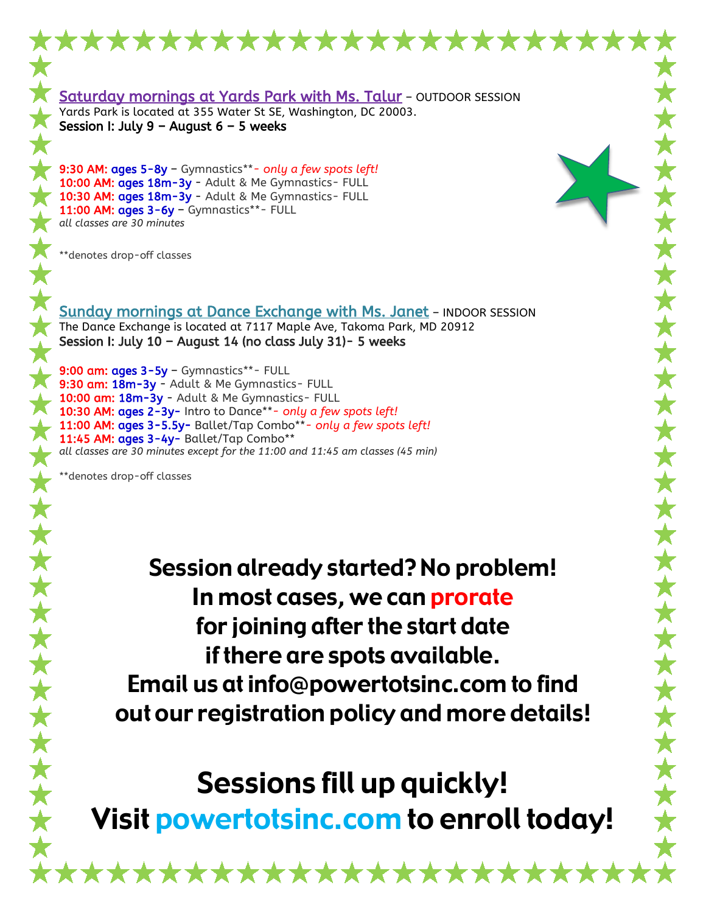## Saturday mornings at Yards Park with Ms. Talur – OUTDOOR SESSION

Yards Park is located at 355 Water St SE, Washington, DC 20003.
Session I: July 9 – August 6 – 5 weeks

9:30 AM: ages 5-8y – Gymnastics** *- only a few spots left!*
10:00 AM: ages 18m-3y - Adult & Me Gymnastics- FULL
10:30 AM: ages 18m-3y - Adult & Me Gymnastics- FULL
11:00 AM: ages 3-6y – Gymnastics**- FULL
*all classes are 30 minutes*

**denotes drop-off classes

## Sunday mornings at Dance Exchange with Ms. Janet – INDOOR SESSION

The Dance Exchange is located at 7117 Maple Ave, Takoma Park, MD 20912
Session I: July 10 – August 14 (no class July 31)- 5 weeks

9:00 am: ages 3-5y – Gymnastics**- FULL
9:30 am: 18m-3y - Adult & Me Gymnastics- FULL
10:00 am: 18m-3y - Adult & Me Gymnastics- FULL
10:30 AM: ages 2-3y- Intro to Dance** *- only a few spots left!*
11:00 AM: ages 3-5.5y- Ballet/Tap Combo** *- only a few spots left!*
11:45 AM: ages 3-4y- Ballet/Tap Combo**
*all classes are 30 minutes except for the 11:00 and 11:45 am classes (45 min)*

**denotes drop-off classes

**Session already started? No problem!
In most cases, we can prorate
for joining after the start date
if there are spots available.
Email us at info@powertotsinc.com to find
out our registration policy and more details!**

# Sessions fill up quickly!
# Visit powertotsinc.com to enroll today!